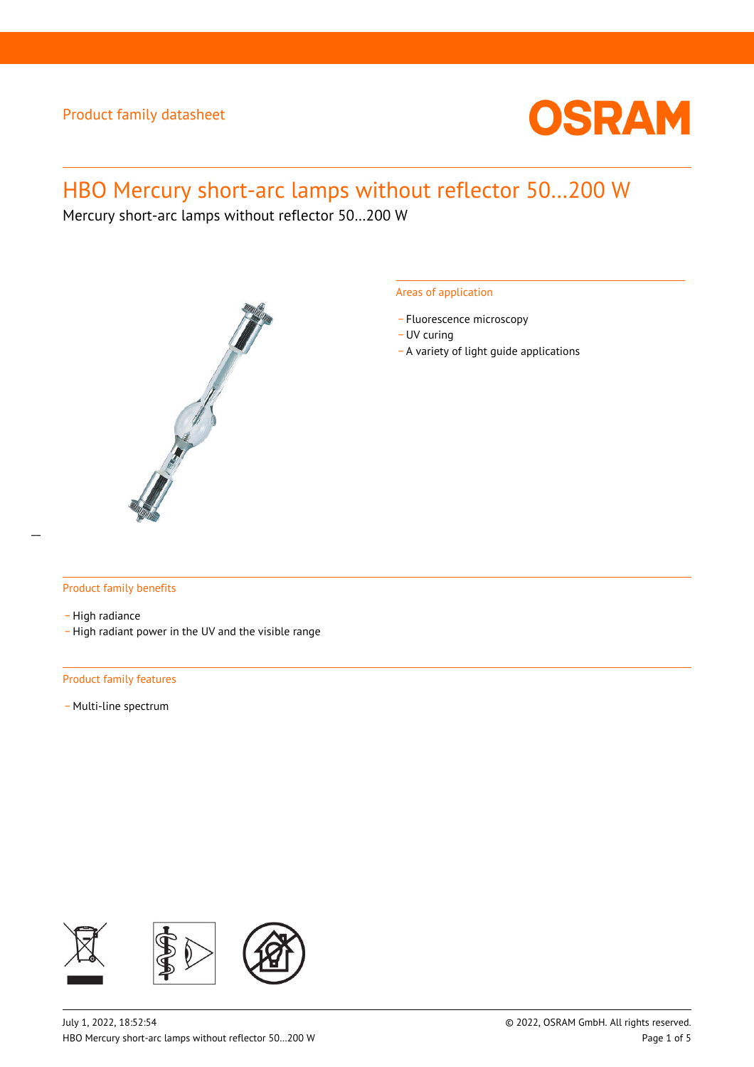Product family datasheet

# HBO Mercury short-arc lamps without reflector 50...200 W

Mercury short-arc lamps without reflector 50...200 W

## Areas of application

- Fluorescence microscopy
- UV curing
- A variety of light guide applications

## Product family benefits

- High radiance
- High radiant power in the UV and the visible range

## Product family features

- Multi-line spectrum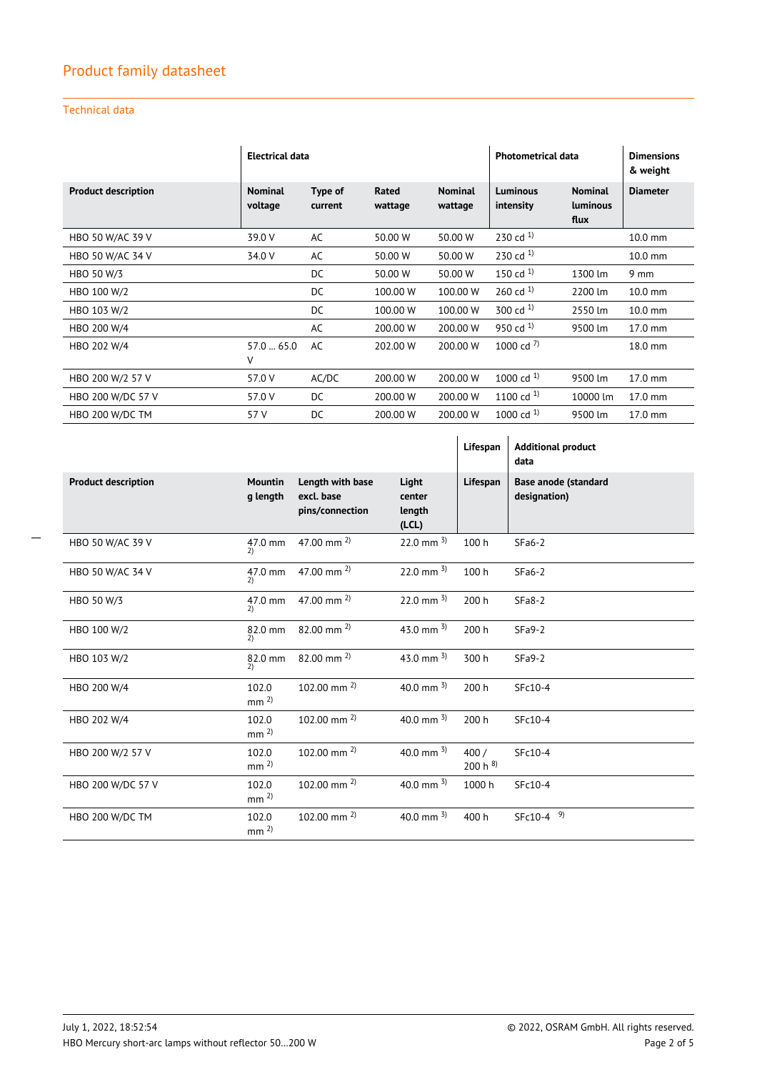## Product family datasheet

### Technical data

| | Electrical data | | | | Photometrical data | | Dimensions & weight |
|---|---|---|---|---|---|---|---|
| **Product description** | **Nominal voltage** | **Type of current** | **Rated wattage** | **Nominal wattage** | **Luminous intensity** | **Nominal luminous flux** | **Diameter** |
| HBO 50 W/AC 39 V | 39.0 V | AC | 50.00 W | 50.00 W | 230 cd [1] | | 10.0 mm |
| HBO 50 W/AC 34 V | 34.0 V | AC | 50.00 W | 50.00 W | 230 cd [1] | | 10.0 mm |
| HBO 50 W/3 | | DC | 50.00 W | 50.00 W | 150 cd [1] | 1300 lm | 9 mm |
| HBO 100 W/2 | | DC | 100.00 W | 100.00 W | 260 cd [1] | 2200 lm | 10.0 mm |
| HBO 103 W/2 | | DC | 100.00 W | 100.00 W | 300 cd [1] | 2550 lm | 10.0 mm |
| HBO 200 W/4 | | AC | 200.00 W | 200.00 W | 950 cd [1] | 9500 lm | 17.0 mm |
| HBO 202 W/4 | 57.0 … 65.0 V | AC | 202.00 W | 200.00 W | 1000 cd [7] | | 18.0 mm |
| HBO 200 W/2 57 V | 57.0 V | AC/DC | 200.00 W | 200.00 W | 1000 cd [1] | 9500 lm | 17.0 mm |
| HBO 200 W/DC 57 V | 57.0 V | DC | 200.00 W | 200.00 W | 1100 cd [1] | 10000 lm | 17.0 mm |
| HBO 200 W/DC TM | 57 V | DC | 200.00 W | 200.00 W | 1000 cd [1] | 9500 lm | 17.0 mm |

| | | | | Lifespan | Additional product data |
|---|---|---|---|---|---|
| **Product description** | **Mounting length** | **Length with base excl. base pins/connection** | **Light center length (LCL)** | **Lifespan** | **Base anode (standard designation)** |
| HBO 50 W/AC 39 V | 47.0 mm [2] | 47.00 mm [2] | 22.0 mm [3] | 100 h | SFa6-2 |
| HBO 50 W/AC 34 V | 47.0 mm [2] | 47.00 mm [2] | 22.0 mm [3] | 100 h | SFa6-2 |
| HBO 50 W/3 | 47.0 mm [2] | 47.00 mm [2] | 22.0 mm [3] | 200 h | SFa8-2 |
| HBO 100 W/2 | 82.0 mm [2] | 82.00 mm [2] | 43.0 mm [3] | 200 h | SFa9-2 |
| HBO 103 W/2 | 82.0 mm [2] | 82.00 mm [2] | 43.0 mm [3] | 300 h | SFa9-2 |
| HBO 200 W/4 | 102.0 mm [2] | 102.00 mm [2] | 40.0 mm [3] | 200 h | SFc10-4 |
| HBO 202 W/4 | 102.0 mm [2] | 102.00 mm [2] | 40.0 mm [3] | 200 h | SFc10-4 |
| HBO 200 W/2 57 V | 102.0 mm [2] | 102.00 mm [2] | 40.0 mm [3] | 400 / 200 h [8] | SFc10-4 |
| HBO 200 W/DC 57 V | 102.0 mm [2] | 102.00 mm [2] | 40.0 mm [3] | 1000 h | SFc10-4 |
| HBO 200 W/DC TM | 102.0 mm [2] | 102.00 mm [2] | 40.0 mm [3] | 400 h | SFc10-4 [9] |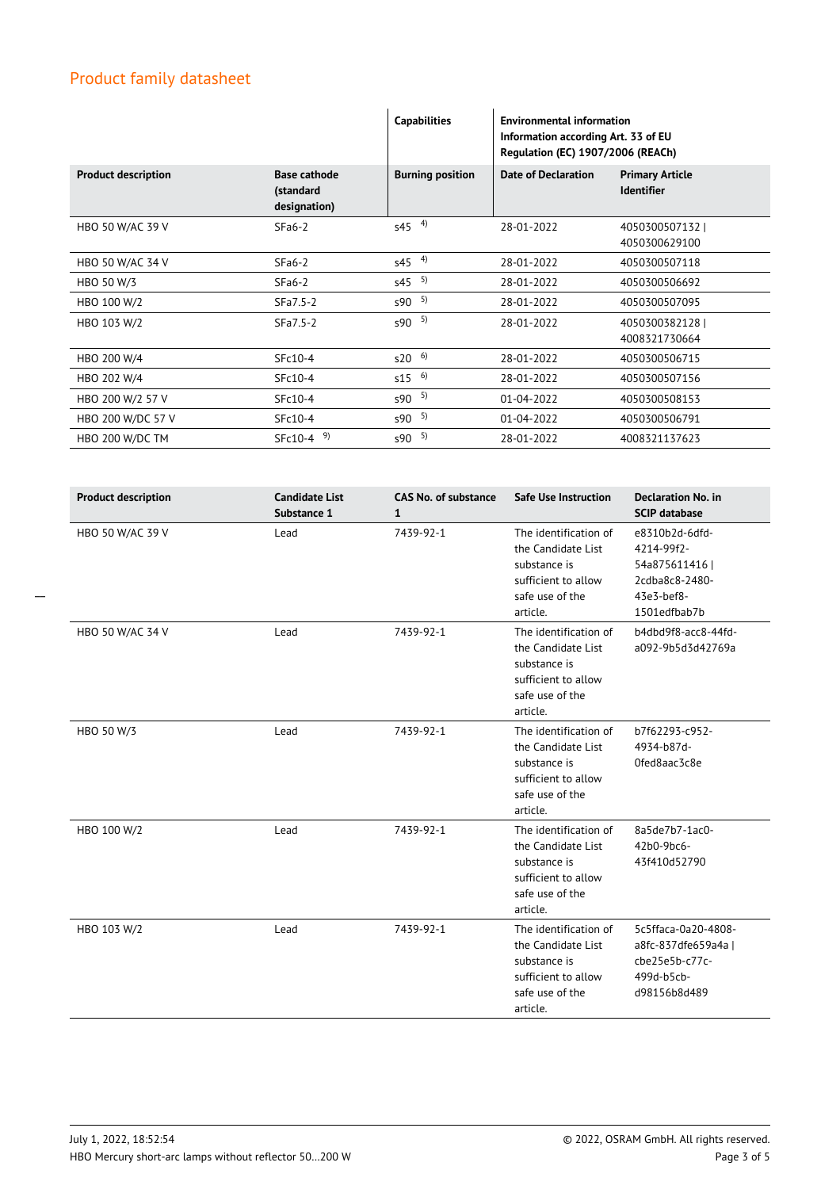## Product family datasheet

| | | Capabilities | Environmental information Information according Art. 33 of EU Regulation (EC) 1907/2006 (REACh) | |
|---|---|---|---|---|
| **Product description** | **Base cathode (standard designation)** | **Burning position** | **Date of Declaration** | **Primary Article Identifier** |
| HBO 50 W/AC 39 V | SFa6-2 | s45 [4) ] | 28-01-2022 | 4050300507132 \| 4050300629100 |
| HBO 50 W/AC 34 V | SFa6-2 | s45 [4) ] | 28-01-2022 | 4050300507118 |
| HBO 50 W/3 | SFa6-2 | s45 [5) ] | 28-01-2022 | 4050300506692 |
| HBO 100 W/2 | SFa7.5-2 | s90 [5) ] | 28-01-2022 | 4050300507095 |
| HBO 103 W/2 | SFa7.5-2 | s90 [5) ] | 28-01-2022 | 4050300382128 \| 4008321730664 |
| HBO 200 W/4 | SFc10-4 | s20 [6) ] | 28-01-2022 | 4050300506715 |
| HBO 202 W/4 | SFc10-4 | s15 [6) ] | 28-01-2022 | 4050300507156 |
| HBO 200 W/2 57 V | SFc10-4 | s90 [5) ] | 01-04-2022 | 4050300508153 |
| HBO 200 W/DC 57 V | SFc10-4 | s90 [5) ] | 01-04-2022 | 4050300506791 |
| HBO 200 W/DC TM | SFc10-4 [9) ] | s90 [5) ] | 28-01-2022 | 4008321137623 |

| Product description | Candidate List Substance 1 | CAS No. of substance 1 | Safe Use Instruction | Declaration No. in SCIP database |
|---|---|---|---|---|
| HBO 50 W/AC 39 V | Lead | 7439-92-1 | The identification of the Candidate List substance is sufficient to allow safe use of the article. | e8310b2d-6dfd-4214-99f2-54a875611416 \| 2cdba8c8-2480-43e3-bef8-1501edfbab7b |
| HBO 50 W/AC 34 V | Lead | 7439-92-1 | The identification of the Candidate List substance is sufficient to allow safe use of the article. | b4dbd9f8-acc8-44fd-a092-9b5d3d42769a |
| HBO 50 W/3 | Lead | 7439-92-1 | The identification of the Candidate List substance is sufficient to allow safe use of the article. | b7f62293-c952-4934-b87d-0fed8aac3c8e |
| HBO 100 W/2 | Lead | 7439-92-1 | The identification of the Candidate List substance is sufficient to allow safe use of the article. | 8a5de7b7-1ac0-42b0-9bc6-43f410d52790 |
| HBO 103 W/2 | Lead | 7439-92-1 | The identification of the Candidate List substance is sufficient to allow safe use of the article. | 5c5ffaca-0a20-4808-a8fc-837dfe659a4a \| cbe25e5b-c77c-499d-b5cb-d98156b8d489 |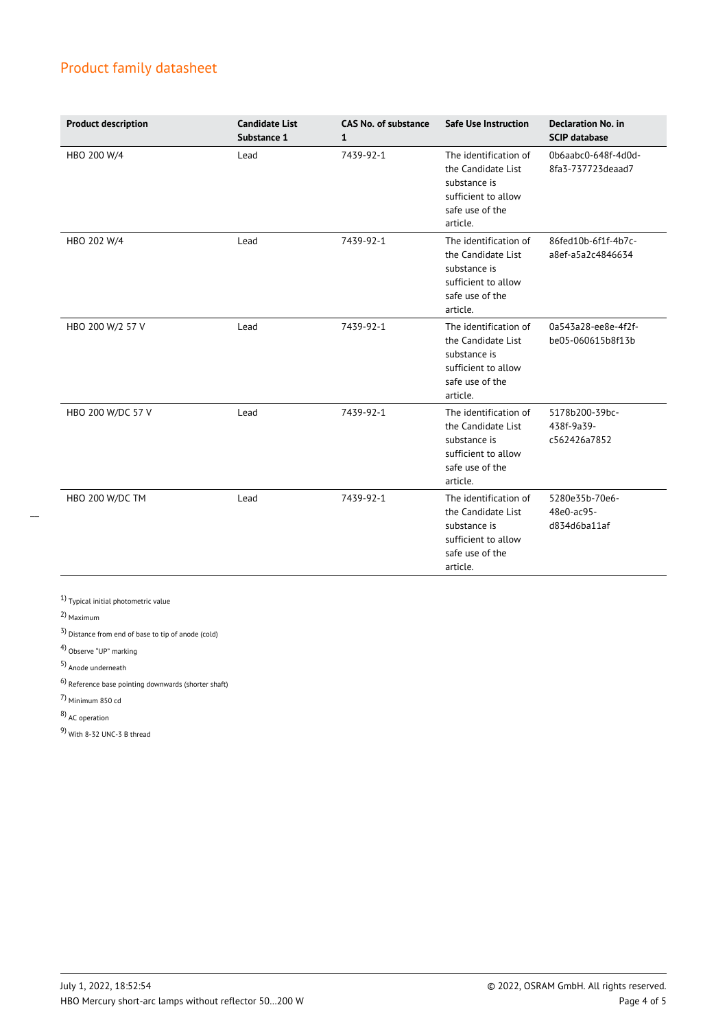# Product family datasheet

| Product description | Candidate List Substance 1 | CAS No. of substance 1 | Safe Use Instruction | Declaration No. in SCIP database |
|---|---|---|---|---|
| HBO 200 W/4 | Lead | 7439-92-1 | The identification of the Candidate List substance is sufficient to allow safe use of the article. | 0b6aabc0-648f-4d0d-8fa3-737723deaad7 |
| HBO 202 W/4 | Lead | 7439-92-1 | The identification of the Candidate List substance is sufficient to allow safe use of the article. | 86fed10b-6f1f-4b7c-a8ef-a5a2c4846634 |
| HBO 200 W/2 57 V | Lead | 7439-92-1 | The identification of the Candidate List substance is sufficient to allow safe use of the article. | 0a543a28-ee8e-4f2f-be05-060615b8f13b |
| HBO 200 W/DC 57 V | Lead | 7439-92-1 | The identification of the Candidate List substance is sufficient to allow safe use of the article. | 5178b200-39bc-438f-9a39-c562426a7852 |
| HBO 200 W/DC TM | Lead | 7439-92-1 | The identification of the Candidate List substance is sufficient to allow safe use of the article. | 5280e35b-70e6-48e0-ac95-d834d6ba11af |

1) Typical initial photometric value

2) Maximum

3) Distance from end of base to tip of anode (cold)

4) Observe "UP" marking

5) Anode underneath

6) Reference base pointing downwards (shorter shaft)

7) Minimum 850 cd

8) AC operation

9) With 8-32 UNC-3 B thread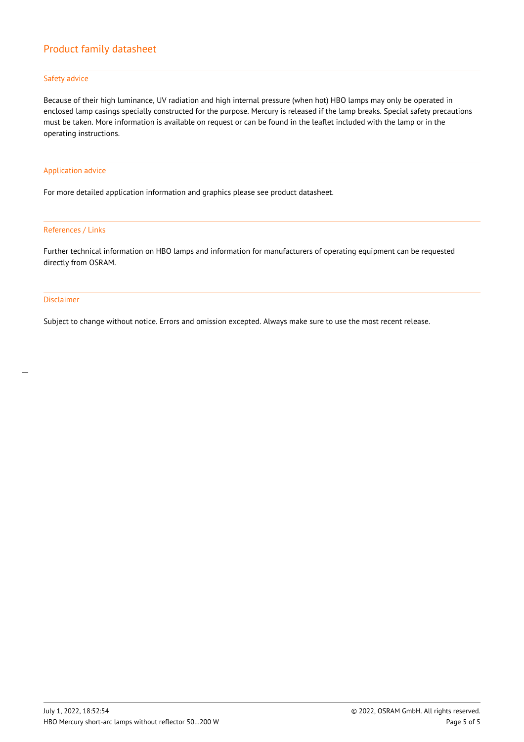## Product family datasheet

### Safety advice

Because of their high luminance, UV radiation and high internal pressure (when hot) HBO lamps may only be operated in enclosed lamp casings specially constructed for the purpose. Mercury is released if the lamp breaks. Special safety precautions must be taken. More information is available on request or can be found in the leaflet included with the lamp or in the operating instructions.

### Application advice

For more detailed application information and graphics please see product datasheet.

### References / Links

Further technical information on HBO lamps and information for manufacturers of operating equipment can be requested directly from OSRAM.

### Disclaimer

Subject to change without notice. Errors and omission excepted. Always make sure to use the most recent release.